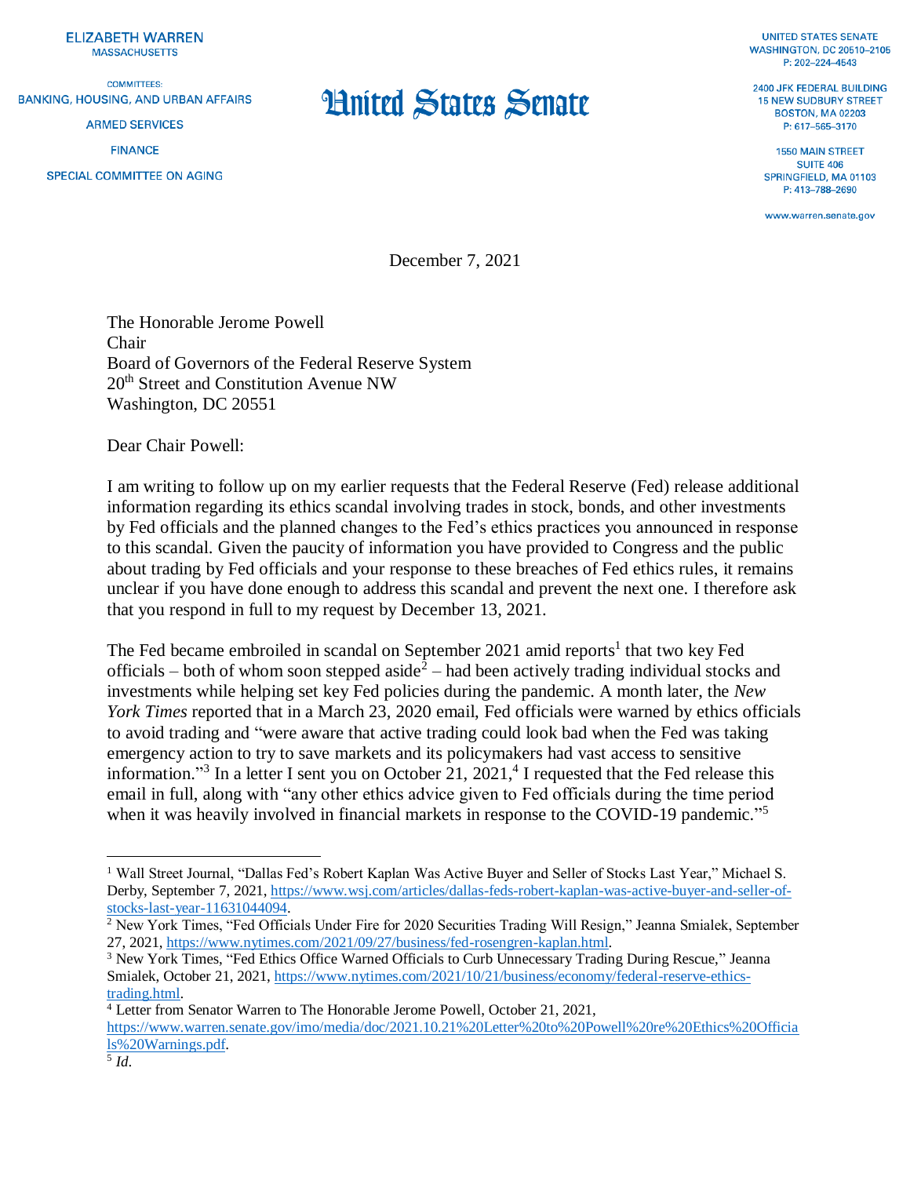ELIZABETH WARREN
MASSACHUSETTS

COMMITTEES:
BANKING, HOUSING, AND URBAN AFFAIRS
ARMED SERVICES
FINANCE
SPECIAL COMMITTEE ON AGING

# United States Senate

UNITED STATES SENATE
WASHINGTON, DC 20510–2105
P: 202–224–4543

2400 JFK FEDERAL BUILDING
15 NEW SUDBURY STREET
BOSTON, MA 02203
P: 617–565–3170

1550 MAIN STREET
SUITE 406
SPRINGFIELD, MA 01103
P: 413–788–2690

www.warren.senate.gov

December 7, 2021

The Honorable Jerome Powell
Chair
Board of Governors of the Federal Reserve System
20th Street and Constitution Avenue NW
Washington, DC 20551

Dear Chair Powell:

I am writing to follow up on my earlier requests that the Federal Reserve (Fed) release additional information regarding its ethics scandal involving trades in stock, bonds, and other investments by Fed officials and the planned changes to the Fed's ethics practices you announced in response to this scandal. Given the paucity of information you have provided to Congress and the public about trading by Fed officials and your response to these breaches of Fed ethics rules, it remains unclear if you have done enough to address this scandal and prevent the next one. I therefore ask that you respond in full to my request by December 13, 2021.

The Fed became embroiled in scandal on September 2021 amid reports[1] that two key Fed officials – both of whom soon stepped aside[2] – had been actively trading individual stocks and investments while helping set key Fed policies during the pandemic. A month later, the *New York Times* reported that in a March 23, 2020 email, Fed officials were warned by ethics officials to avoid trading and "were aware that active trading could look bad when the Fed was taking emergency action to try to save markets and its policymakers had vast access to sensitive information."[3] In a letter I sent you on October 21, 2021,[4] I requested that the Fed release this email in full, along with "any other ethics advice given to Fed officials during the time period when it was heavily involved in financial markets in response to the COVID-19 pandemic."[5]

---

[1] Wall Street Journal, "Dallas Fed's Robert Kaplan Was Active Buyer and Seller of Stocks Last Year," Michael S. Derby, September 7, 2021, https://www.wsj.com/articles/dallas-feds-robert-kaplan-was-active-buyer-and-seller-of-stocks-last-year-11631044094.

[2] New York Times, "Fed Officials Under Fire for 2020 Securities Trading Will Resign," Jeanna Smialek, September 27, 2021, https://www.nytimes.com/2021/09/27/business/fed-rosengren-kaplan.html.

[3] New York Times, "Fed Ethics Office Warned Officials to Curb Unnecessary Trading During Rescue," Jeanna Smialek, October 21, 2021, https://www.nytimes.com/2021/10/21/business/economy/federal-reserve-ethics-trading.html.

[4] Letter from Senator Warren to The Honorable Jerome Powell, October 21, 2021, https://www.warren.senate.gov/imo/media/doc/2021.10.21%20Letter%20to%20Powell%20re%20Ethics%20Officials%20Warnings.pdf.

[5] *Id*.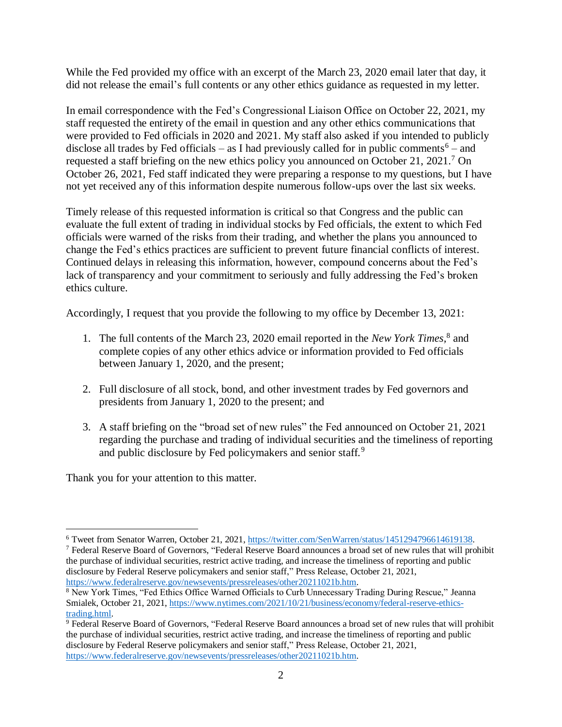While the Fed provided my office with an excerpt of the March 23, 2020 email later that day, it did not release the email's full contents or any other ethics guidance as requested in my letter.

In email correspondence with the Fed's Congressional Liaison Office on October 22, 2021, my staff requested the entirety of the email in question and any other ethics communications that were provided to Fed officials in 2020 and 2021. My staff also asked if you intended to publicly disclose all trades by Fed officials – as I had previously called for in public comments[6] – and requested a staff briefing on the new ethics policy you announced on October 21, 2021.[7] On October 26, 2021, Fed staff indicated they were preparing a response to my questions, but I have not yet received any of this information despite numerous follow-ups over the last six weeks.

Timely release of this requested information is critical so that Congress and the public can evaluate the full extent of trading in individual stocks by Fed officials, the extent to which Fed officials were warned of the risks from their trading, and whether the plans you announced to change the Fed's ethics practices are sufficient to prevent future financial conflicts of interest. Continued delays in releasing this information, however, compound concerns about the Fed's lack of transparency and your commitment to seriously and fully addressing the Fed's broken ethics culture.

Accordingly, I request that you provide the following to my office by December 13, 2021:

1. The full contents of the March 23, 2020 email reported in the *New York Times*,[8] and complete copies of any other ethics advice or information provided to Fed officials between January 1, 2020, and the present;

2. Full disclosure of all stock, bond, and other investment trades by Fed governors and presidents from January 1, 2020 to the present; and

3. A staff briefing on the "broad set of new rules" the Fed announced on October 21, 2021 regarding the purchase and trading of individual securities and the timeliness of reporting and public disclosure by Fed policymakers and senior staff.[9]

Thank you for your attention to this matter.

---

[6] Tweet from Senator Warren, October 21, 2021, https://twitter.com/SenWarren/status/1451294796614619138.

[7] Federal Reserve Board of Governors, "Federal Reserve Board announces a broad set of new rules that will prohibit the purchase of individual securities, restrict active trading, and increase the timeliness of reporting and public disclosure by Federal Reserve policymakers and senior staff," Press Release, October 21, 2021, https://www.federalreserve.gov/newsevents/pressreleases/other20211021b.htm.

[8] New York Times, "Fed Ethics Office Warned Officials to Curb Unnecessary Trading During Rescue," Jeanna Smialek, October 21, 2021, https://www.nytimes.com/2021/10/21/business/economy/federal-reserve-ethics-trading.html.

[9] Federal Reserve Board of Governors, "Federal Reserve Board announces a broad set of new rules that will prohibit the purchase of individual securities, restrict active trading, and increase the timeliness of reporting and public disclosure by Federal Reserve policymakers and senior staff," Press Release, October 21, 2021, https://www.federalreserve.gov/newsevents/pressreleases/other20211021b.htm.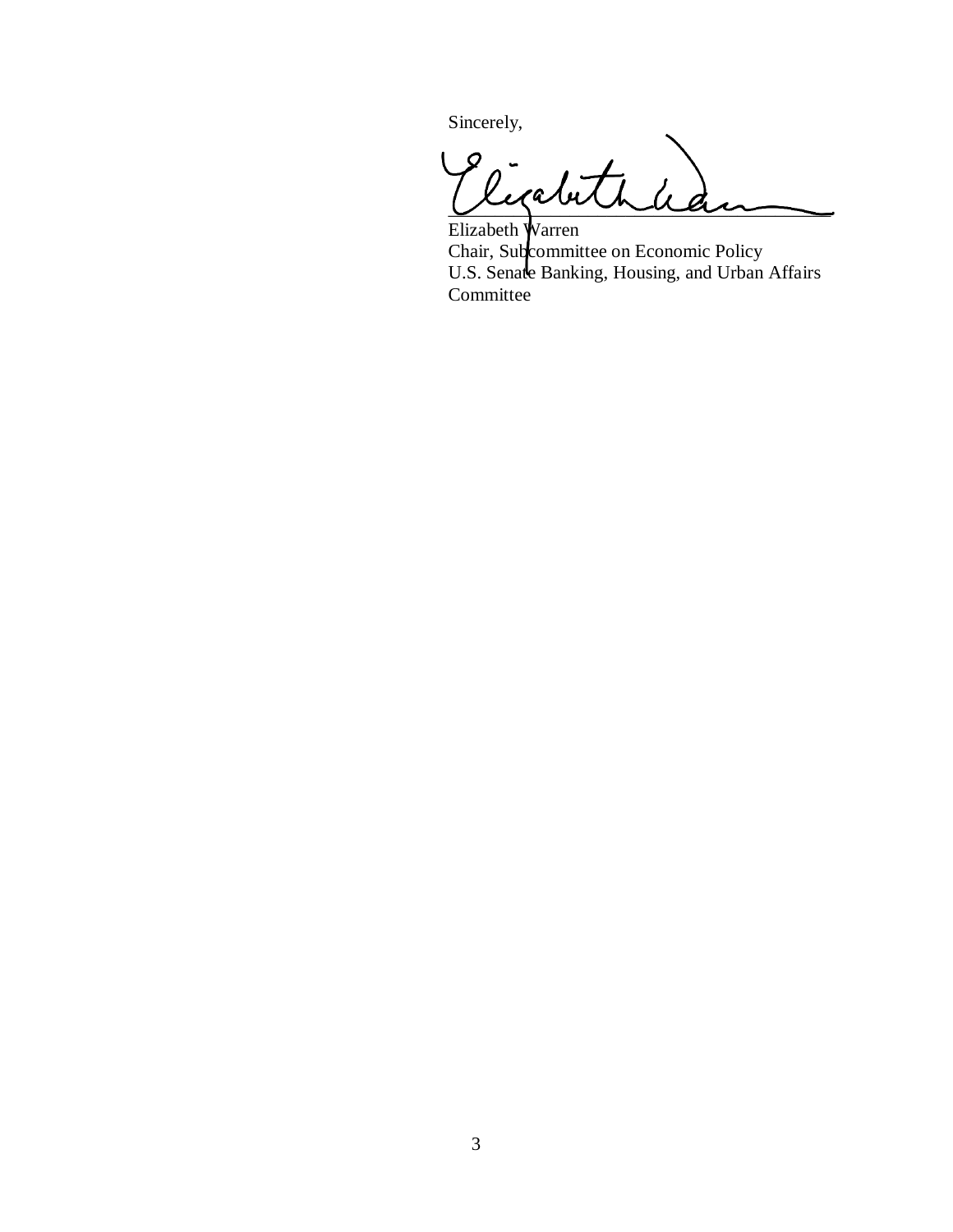Sincerely,

Elizabeth Warren
Chair, Subcommittee on Economic Policy
U.S. Senate Banking, Housing, and Urban Affairs Committee